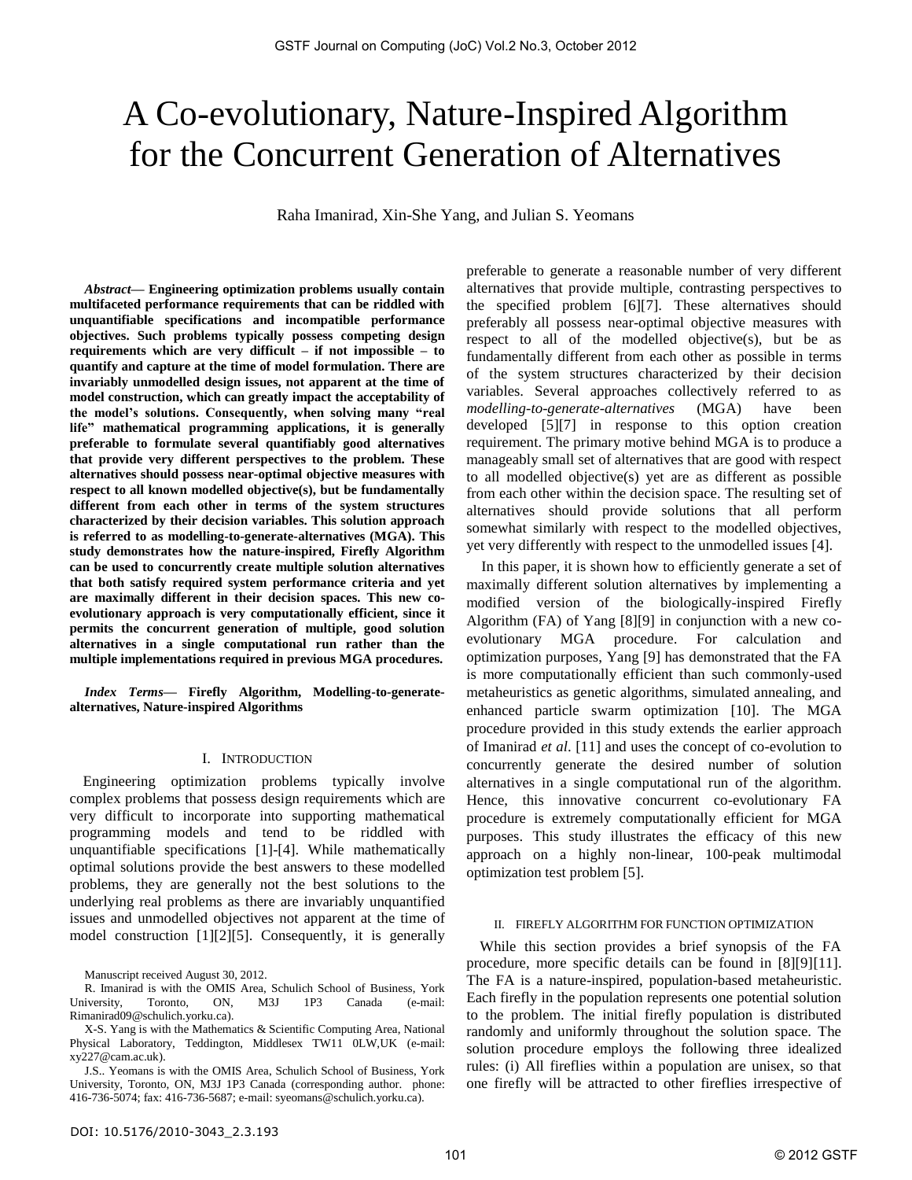# A Co-evolutionary, Nature-Inspired Algorithm for the Concurrent Generation of Alternatives

Raha Imanirad, Xin-She Yang, and Julian S. Yeomans

***Abstract*— Engineering optimization problems usually contain multifaceted performance requirements that can be riddled with unquantifiable specifications and incompatible performance objectives. Such problems typically possess competing design requirements which are very difficult – if not impossible – to quantify and capture at the time of model formulation. There are invariably unmodelled design issues, not apparent at the time of model construction, which can greatly impact the acceptability of the model's solutions. Consequently, when solving many "real life" mathematical programming applications, it is generally preferable to formulate several quantifiably good alternatives that provide very different perspectives to the problem. These alternatives should possess near-optimal objective measures with respect to all known modelled objective(s), but be fundamentally different from each other in terms of the system structures characterized by their decision variables. This solution approach is referred to as modelling-to-generate-alternatives (MGA). This study demonstrates how the nature-inspired, Firefly Algorithm can be used to concurrently create multiple solution alternatives that both satisfy required system performance criteria and yet are maximally different in their decision spaces. This new co-evolutionary approach is very computationally efficient, since it permits the concurrent generation of multiple, good solution alternatives in a single computational run rather than the multiple implementations required in previous MGA procedures.**

***Index Terms*— Firefly Algorithm, Modelling-to-generate-alternatives, Nature-inspired Algorithms**

## I. Introduction

Engineering optimization problems typically involve complex problems that possess design requirements which are very difficult to incorporate into supporting mathematical programming models and tend to be riddled with unquantifiable specifications [1]-[4]. While mathematically optimal solutions provide the best answers to these modelled problems, they are generally not the best solutions to the underlying real problems as there are invariably unquantified issues and unmodelled objectives not apparent at the time of model construction [1][2][5]. Consequently, it is generally preferable to generate a reasonable number of very different alternatives that provide multiple, contrasting perspectives to the specified problem [6][7]. These alternatives should preferably all possess near-optimal objective measures with respect to all of the modelled objective(s), but be as fundamentally different from each other as possible in terms of the system structures characterized by their decision variables. Several approaches collectively referred to as *modelling-to-generate-alternatives* (MGA) have been developed [5][7] in response to this option creation requirement. The primary motive behind MGA is to produce a manageably small set of alternatives that are good with respect to all modelled objective(s) yet are as different as possible from each other within the decision space. The resulting set of alternatives should provide solutions that all perform somewhat similarly with respect to the modelled objectives, yet very differently with respect to the unmodelled issues [4].

In this paper, it is shown how to efficiently generate a set of maximally different solution alternatives by implementing a modified version of the biologically-inspired Firefly Algorithm (FA) of Yang [8][9] in conjunction with a new co-evolutionary MGA procedure. For calculation and optimization purposes, Yang [9] has demonstrated that the FA is more computationally efficient than such commonly-used metaheuristics as genetic algorithms, simulated annealing, and enhanced particle swarm optimization [10]. The MGA procedure provided in this study extends the earlier approach of Imanirad *et al*. [11] and uses the concept of co-evolution to concurrently generate the desired number of solution alternatives in a single computational run of the algorithm. Hence, this innovative concurrent co-evolutionary FA procedure is extremely computationally efficient for MGA purposes. This study illustrates the efficacy of this new approach on a highly non-linear, 100-peak multimodal optimization test problem [5].

## II. Firefly Algorithm for Function Optimization

While this section provides a brief synopsis of the FA procedure, more specific details can be found in [8][9][11]. The FA is a nature-inspired, population-based metaheuristic. Each firefly in the population represents one potential solution to the problem. The initial firefly population is distributed randomly and uniformly throughout the solution space. The solution procedure employs the following three idealized rules: (i) All fireflies within a population are unisex, so that one firefly will be attracted to other fireflies irrespective of

Manuscript received August 30, 2012.

R. Imanirad is with the OMIS Area, Schulich School of Business, York University, Toronto, ON, M3J 1P3 Canada (e-mail: Rimanirad09@schulich.yorku.ca).

X-S. Yang is with the Mathematics & Scientific Computing Area, National Physical Laboratory, Teddington, Middlesex TW11 0LW,UK (e-mail: xy227@cam.ac.uk).

J.S.. Yeomans is with the OMIS Area, Schulich School of Business, York University, Toronto, ON, M3J 1P3 Canada (corresponding author. phone: 416-736-5074; fax: 416-736-5687; e-mail: syeomans@schulich.yorku.ca).

DOI: 10.5176/2010-3043_2.3.193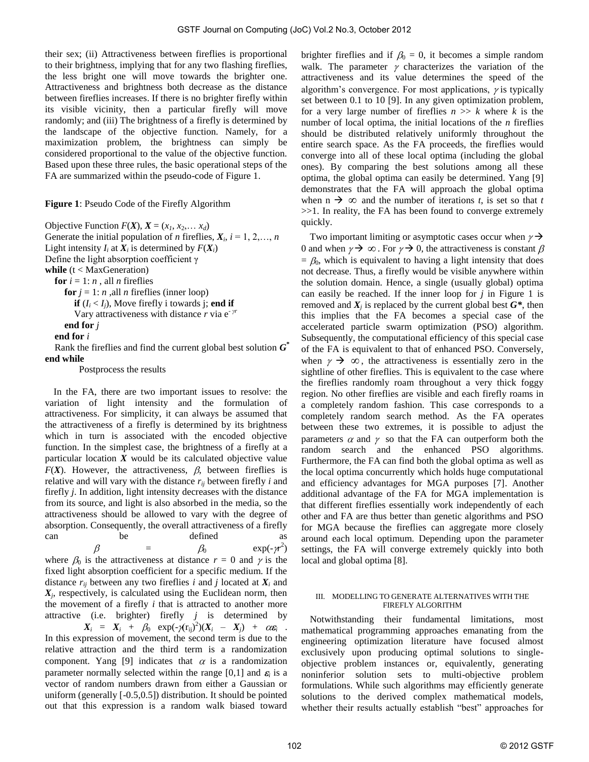their sex; (ii) Attractiveness between fireflies is proportional to their brightness, implying that for any two flashing fireflies, the less bright one will move towards the brighter one. Attractiveness and brightness both decrease as the distance between fireflies increases. If there is no brighter firefly within its visible vicinity, then a particular firefly will move randomly; and (iii) The brightness of a firefly is determined by the landscape of the objective function. Namely, for a maximization problem, the brightness can simply be considered proportional to the value of the objective function. Based upon these three rules, the basic operational steps of the FA are summarized within the pseudo-code of Figure 1.

**Figure 1**: Pseudo Code of the Firefly Algorithm

```
Objective Function F(X), X = (x1, x2,… xd)
Generate the initial population of n fireflies, Xi, i = 1, 2,…, n
Light intensity Ii at Xi is determined by F(Xi)
Define the light absorption coefficient γ
while (t < MaxGeneration)
   for i = 1: n , all n fireflies
      for j = 1: n ,all n fireflies (inner loop)
         if (Ii < Ij), Move firefly i towards j; end if
         Vary attractiveness with distance r via e^(-γr)
      end for j
   end for i
   Rank the fireflies and find the current global best solution G*
end while
         Postprocess the results
```

In the FA, there are two important issues to resolve: the variation of light intensity and the formulation of attractiveness. For simplicity, it can always be assumed that the attractiveness of a firefly is determined by its brightness which in turn is associated with the encoded objective function. In the simplest case, the brightness of a firefly at a particular location $\boldsymbol{X}$ would be its calculated objective value $F(\boldsymbol{X})$. However, the attractiveness, $\beta$, between fireflies is relative and will vary with the distance $r_{ij}$ between firefly $i$ and firefly $j$. In addition, light intensity decreases with the distance from its source, and light is also absorbed in the media, so the attractiveness should be allowed to vary with the degree of absorption. Consequently, the overall attractiveness of a firefly can be defined as

$$\beta = \beta_0 \exp(-\gamma r^2)$$

where $\beta_0$ is the attractiveness at distance $r = 0$ and $\gamma$ is the fixed light absorption coefficient for a specific medium. If the distance $r_{ij}$ between any two fireflies $i$ and $j$ located at $\boldsymbol{X}_i$ and $\boldsymbol{X}_j$, respectively, is calculated using the Euclidean norm, then the movement of a firefly $i$ that is attracted to another more attractive (i.e. brighter) firefly $j$ is determined by

$$\boldsymbol{X}_i = \boldsymbol{X}_i + \beta_0 \exp(-\gamma (r_{ij})^2)(\boldsymbol{X}_i - \boldsymbol{X}_j) + \alpha\boldsymbol{\varepsilon}_i .$$

In this expression of movement, the second term is due to the relative attraction and the third term is a randomization component. Yang [9] indicates that $\alpha$ is a randomization parameter normally selected within the range [0,1] and $\boldsymbol{\varepsilon}_i$ is a vector of random numbers drawn from either a Gaussian or uniform (generally [-0.5,0.5]) distribution. It should be pointed out that this expression is a random walk biased toward brighter fireflies and if $\beta_0 = 0$, it becomes a simple random walk. The parameter $\gamma$ characterizes the variation of the attractiveness and its value determines the speed of the algorithm's convergence. For most applications, $\gamma$ is typically set between 0.1 to 10 [9]. In any given optimization problem, for a very large number of fireflies $n >> k$ where $k$ is the number of local optima, the initial locations of the $n$ fireflies should be distributed relatively uniformly throughout the entire search space. As the FA proceeds, the fireflies would converge into all of these local optima (including the global ones). By comparing the best solutions among all these optima, the global optima can easily be determined. Yang [9] demonstrates that the FA will approach the global optima when $n \rightarrow \infty$ and the number of iterations $t$, is set so that $t >> 1$. In reality, the FA has been found to converge extremely quickly.

Two important limiting or asymptotic cases occur when $\gamma \rightarrow 0$ and when $\gamma \rightarrow \infty$. For $\gamma \rightarrow 0$, the attractiveness is constant $\beta = \beta_0$, which is equivalent to having a light intensity that does not decrease. Thus, a firefly would be visible anywhere within the solution domain. Hence, a single (usually global) optima can easily be reached. If the inner loop for $j$ in Figure 1 is removed and $\boldsymbol{X}_j$ is replaced by the current global best $\boldsymbol{G^*}$, then this implies that the FA becomes a special case of the accelerated particle swarm optimization (PSO) algorithm. Subsequently, the computational efficiency of this special case of the FA is equivalent to that of enhanced PSO. Conversely, when $\gamma \rightarrow \infty$, the attractiveness is essentially zero in the sightline of other fireflies. This is equivalent to the case where the fireflies randomly roam throughout a very thick foggy region. No other fireflies are visible and each firefly roams in a completely random fashion. This case corresponds to a completely random search method. As the FA operates between these two extremes, it is possible to adjust the parameters $\alpha$ and $\gamma$ so that the FA can outperform both the random search and the enhanced PSO algorithms. Furthermore, the FA can find both the global optima as well as the local optima concurrently which holds huge computational and efficiency advantages for MGA purposes [7]. Another additional advantage of the FA for MGA implementation is that different fireflies essentially work independently of each other and FA are thus better than genetic algorithms and PSO for MGA because the fireflies can aggregate more closely around each local optimum. Depending upon the parameter settings, the FA will converge extremely quickly into both local and global optima [8].

## III. MODELLING TO GENERATE ALTERNATIVES WITH THE FIREFLY ALGORITHM

Notwithstanding their fundamental limitations, most mathematical programming approaches emanating from the engineering optimization literature have focused almost exclusively upon producing optimal solutions to single-objective problem instances or, equivalently, generating noninferior solution sets to multi-objective problem formulations. While such algorithms may efficiently generate solutions to the derived complex mathematical models, whether their results actually establish "best" approaches for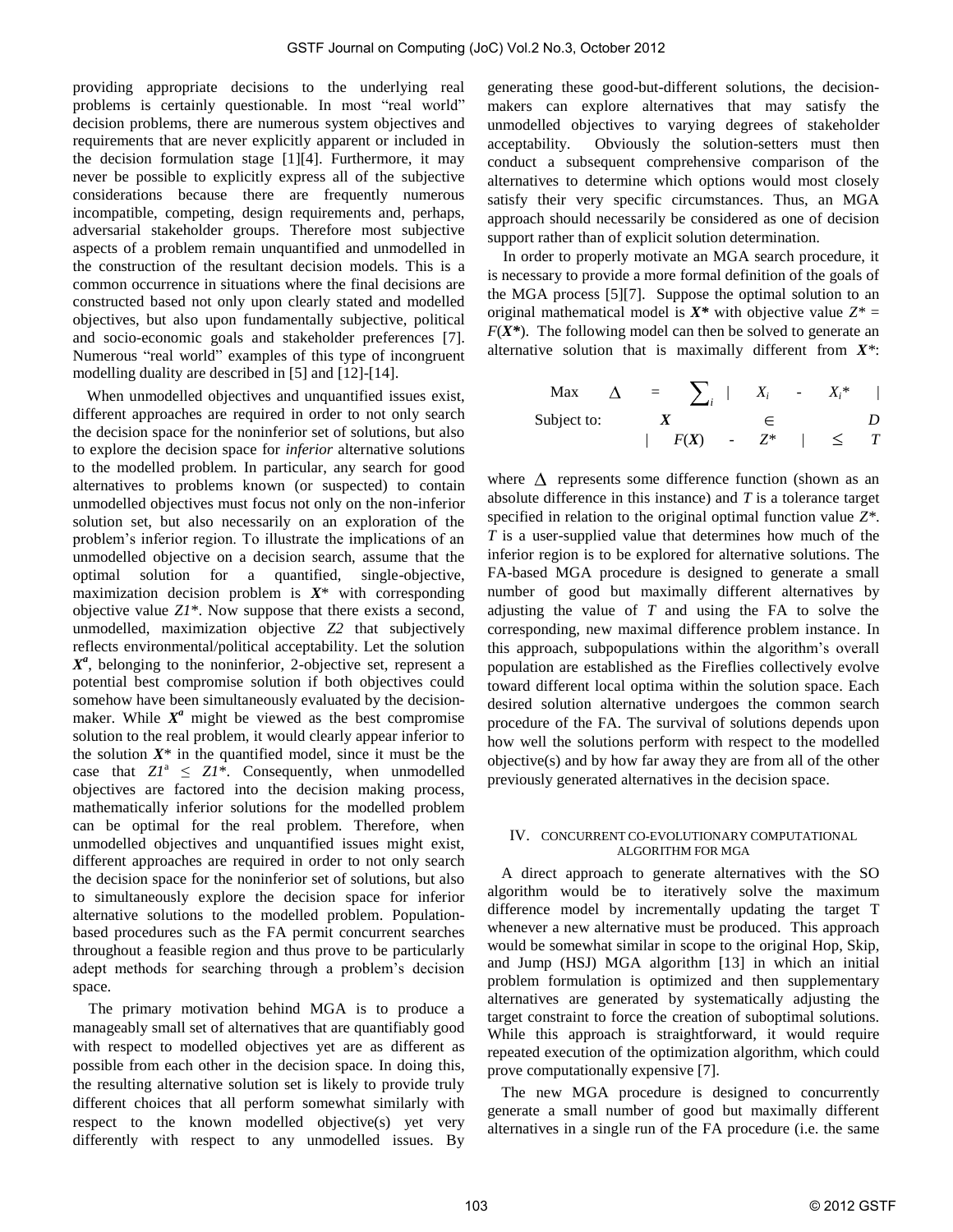providing appropriate decisions to the underlying real problems is certainly questionable. In most "real world" decision problems, there are numerous system objectives and requirements that are never explicitly apparent or included in the decision formulation stage [1][4]. Furthermore, it may never be possible to explicitly express all of the subjective considerations because there are frequently numerous incompatible, competing, design requirements and, perhaps, adversarial stakeholder groups. Therefore most subjective aspects of a problem remain unquantified and unmodelled in the construction of the resultant decision models. This is a common occurrence in situations where the final decisions are constructed based not only upon clearly stated and modelled objectives, but also upon fundamentally subjective, political and socio-economic goals and stakeholder preferences [7]. Numerous "real world" examples of this type of incongruent modelling duality are described in [5] and [12]-[14].

When unmodelled objectives and unquantified issues exist, different approaches are required in order to not only search the decision space for the noninferior set of solutions, but also to explore the decision space for *inferior* alternative solutions to the modelled problem. In particular, any search for good alternatives to problems known (or suspected) to contain unmodelled objectives must focus not only on the non-inferior solution set, but also necessarily on an exploration of the problem's inferior region. To illustrate the implications of an unmodelled objective on a decision search, assume that the optimal solution for a quantified, single-objective, maximization decision problem is $X^*$ with corresponding objective value $Z1^*$. Now suppose that there exists a second, unmodelled, maximization objective $Z2$ that subjectively reflects environmental/political acceptability. Let the solution $\boldsymbol{X}^a$, belonging to the noninferior, 2-objective set, represent a potential best compromise solution if both objectives could somehow have been simultaneously evaluated by the decision-maker. While $\boldsymbol{X}^a$ might be viewed as the best compromise solution to the real problem, it would clearly appear inferior to the solution $X^*$ in the quantified model, since it must be the case that $Z1^a \leq Z1^*$. Consequently, when unmodelled objectives are factored into the decision making process, mathematically inferior solutions for the modelled problem can be optimal for the real problem. Therefore, when unmodelled objectives and unquantified issues might exist, different approaches are required in order to not only search the decision space for the noninferior set of solutions, but also to simultaneously explore the decision space for inferior alternative solutions to the modelled problem. Population-based procedures such as the FA permit concurrent searches throughout a feasible region and thus prove to be particularly adept methods for searching through a problem's decision space.

The primary motivation behind MGA is to produce a manageably small set of alternatives that are quantifiably good with respect to modelled objectives yet are as different as possible from each other in the decision space. In doing this, the resulting alternative solution set is likely to provide truly different choices that all perform somewhat similarly with respect to the known modelled objective(s) yet very differently with respect to any unmodelled issues. By generating these good-but-different solutions, the decision-makers can explore alternatives that may satisfy the unmodelled objectives to varying degrees of stakeholder acceptability. Obviously the solution-setters must then conduct a subsequent comprehensive comparison of the alternatives to determine which options would most closely satisfy their very specific circumstances. Thus, an MGA approach should necessarily be considered as one of decision support rather than of explicit solution determination.

In order to properly motivate an MGA search procedure, it is necessary to provide a more formal definition of the goals of the MGA process [5][7]. Suppose the optimal solution to an original mathematical model is $\boldsymbol{X}^*$ with objective value $Z^* = F(\boldsymbol{X}^*)$. The following model can then be solved to generate an alternative solution that is maximally different from $\boldsymbol{X}^*$:

$$\text{Max} \quad \Delta = \sum_i \left| X_i - X_i^* \right|$$

$$\text{Subject to:} \quad \boldsymbol{X} \in D$$

$$\left| F(\boldsymbol{X}) - Z^* \right| \leq T$$

where $\Delta$ represents some difference function (shown as an absolute difference in this instance) and $T$ is a tolerance target specified in relation to the original optimal function value $Z^*$. $T$ is a user-supplied value that determines how much of the inferior region is to be explored for alternative solutions. The FA-based MGA procedure is designed to generate a small number of good but maximally different alternatives by adjusting the value of $T$ and using the FA to solve the corresponding, new maximal difference problem instance. In this approach, subpopulations within the algorithm's overall population are established as the Fireflies collectively evolve toward different local optima within the solution space. Each desired solution alternative undergoes the common search procedure of the FA. The survival of solutions depends upon how well the solutions perform with respect to the modelled objective(s) and by how far away they are from all of the other previously generated alternatives in the decision space.

## IV. CONCURRENT CO-EVOLUTIONARY COMPUTATIONAL ALGORITHM FOR MGA

A direct approach to generate alternatives with the SO algorithm would be to iteratively solve the maximum difference model by incrementally updating the target T whenever a new alternative must be produced. This approach would be somewhat similar in scope to the original Hop, Skip, and Jump (HSJ) MGA algorithm [13] in which an initial problem formulation is optimized and then supplementary alternatives are generated by systematically adjusting the target constraint to force the creation of suboptimal solutions. While this approach is straightforward, it would require repeated execution of the optimization algorithm, which could prove computationally expensive [7].

The new MGA procedure is designed to concurrently generate a small number of good but maximally different alternatives in a single run of the FA procedure (i.e. the same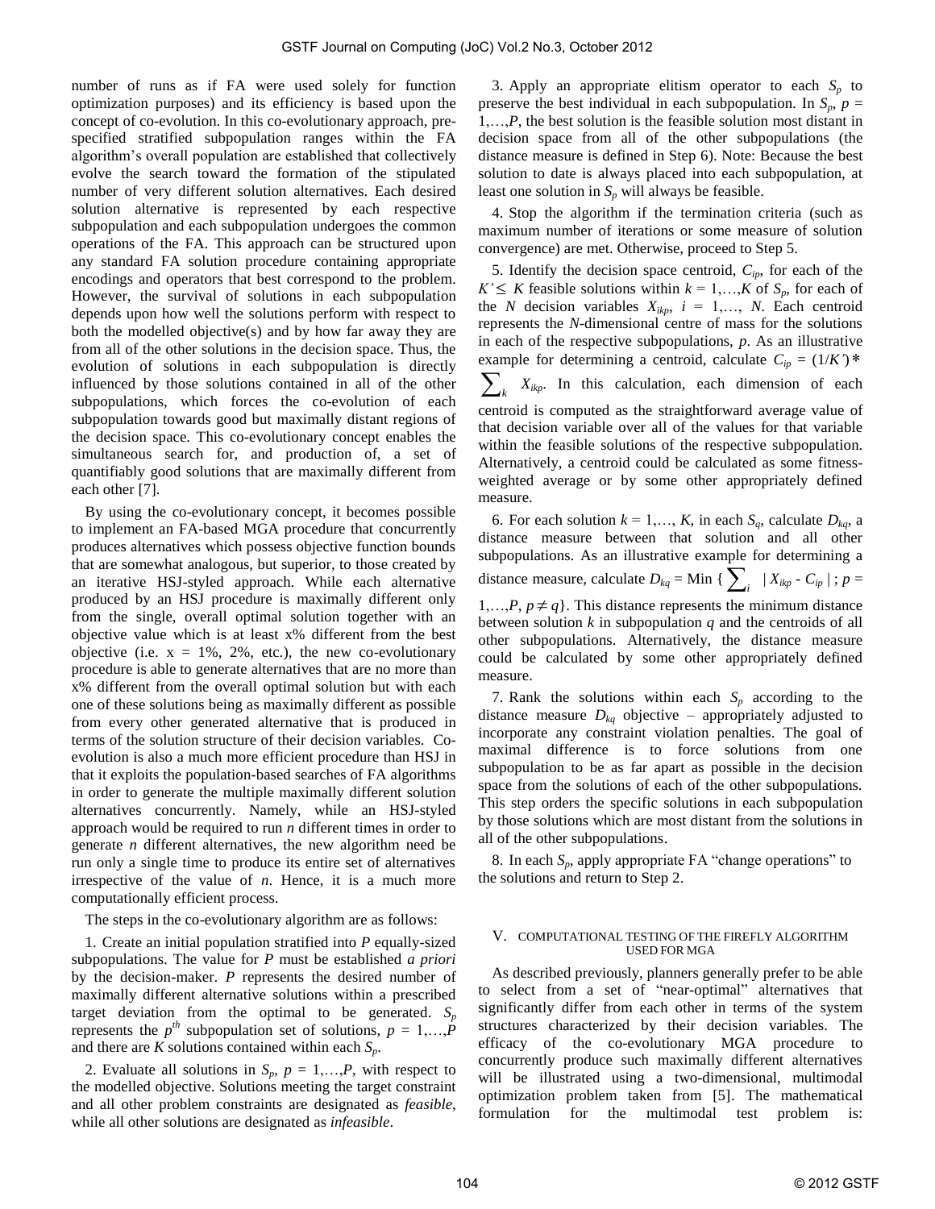number of runs as if FA were used solely for function optimization purposes) and its efficiency is based upon the concept of co-evolution. In this co-evolutionary approach, pre-specified stratified subpopulation ranges within the FA algorithm's overall population are established that collectively evolve the search toward the formation of the stipulated number of very different solution alternatives. Each desired solution alternative is represented by each respective subpopulation and each subpopulation undergoes the common operations of the FA. This approach can be structured upon any standard FA solution procedure containing appropriate encodings and operators that best correspond to the problem. However, the survival of solutions in each subpopulation depends upon how well the solutions perform with respect to both the modelled objective(s) and by how far away they are from all of the other solutions in the decision space. Thus, the evolution of solutions in each subpopulation is directly influenced by those solutions contained in all of the other subpopulations, which forces the co-evolution of each subpopulation towards good but maximally distant regions of the decision space. This co-evolutionary concept enables the simultaneous search for, and production of, a set of quantifiably good solutions that are maximally different from each other [7].

By using the co-evolutionary concept, it becomes possible to implement an FA-based MGA procedure that concurrently produces alternatives which possess objective function bounds that are somewhat analogous, but superior, to those created by an iterative HSJ-styled approach. While each alternative produced by an HSJ procedure is maximally different only from the single, overall optimal solution together with an objective value which is at least x% different from the best objective (i.e. x = 1%, 2%, etc.), the new co-evolutionary procedure is able to generate alternatives that are no more than x% different from the overall optimal solution but with each one of these solutions being as maximally different as possible from every other generated alternative that is produced in terms of the solution structure of their decision variables. Co-evolution is also a much more efficient procedure than HSJ in that it exploits the population-based searches of FA algorithms in order to generate the multiple maximally different solution alternatives concurrently. Namely, while an HSJ-styled approach would be required to run $n$ different times in order to generate $n$ different alternatives, the new algorithm need be run only a single time to produce its entire set of alternatives irrespective of the value of $n$. Hence, it is a much more computationally efficient process.

The steps in the co-evolutionary algorithm are as follows:

1. Create an initial population stratified into $P$ equally-sized subpopulations. The value for $P$ must be established *a priori* by the decision-maker. $P$ represents the desired number of maximally different alternative solutions within a prescribed target deviation from the optimal to be generated. $S_p$ represents the $p^{th}$ subpopulation set of solutions, $p = 1,\ldots,P$ and there are $K$ solutions contained within each $S_p$.

2. Evaluate all solutions in $S_p$, $p = 1,\ldots,P$, with respect to the modelled objective. Solutions meeting the target constraint and all other problem constraints are designated as *feasible*, while all other solutions are designated as *infeasible*.

3. Apply an appropriate elitism operator to each $S_p$ to preserve the best individual in each subpopulation. In $S_p$, $p = 1,\ldots,P$, the best solution is the feasible solution most distant in decision space from all of the other subpopulations (the distance measure is defined in Step 6). Note: Because the best solution to date is always placed into each subpopulation, at least one solution in $S_p$ will always be feasible.

4. Stop the algorithm if the termination criteria (such as maximum number of iterations or some measure of solution convergence) are met. Otherwise, proceed to Step 5.

5. Identify the decision space centroid, $C_{ip}$, for each of the $K' \leq K$ feasible solutions within $k = 1,\ldots,K$ of $S_p$, for each of the $N$ decision variables $X_{ikp}$, $i = 1,\ldots, N$. Each centroid represents the $N$-dimensional centre of mass for the solutions in each of the respective subpopulations, $p$. As an illustrative example for determining a centroid, calculate $C_{ip} = (1/K') * \sum_k X_{ikp}$. In this calculation, each dimension of each centroid is computed as the straightforward average value of that decision variable over all of the values for that variable within the feasible solutions of the respective subpopulation. Alternatively, a centroid could be calculated as some fitness-weighted average or by some other appropriately defined measure.

6. For each solution $k = 1,\ldots, K$, in each $S_q$, calculate $D_{kq}$, a distance measure between that solution and all other subpopulations. As an illustrative example for determining a distance measure, calculate $D_{kq} = \text{Min} \{ \sum_i \ | X_{ikp} - C_{ip} | \ ; p = 1,\ldots,P, p \neq q\}$. This distance represents the minimum distance between solution $k$ in subpopulation $q$ and the centroids of all other subpopulations. Alternatively, the distance measure could be calculated by some other appropriately defined measure.

7. Rank the solutions within each $S_p$ according to the distance measure $D_{kq}$ objective – appropriately adjusted to incorporate any constraint violation penalties. The goal of maximal difference is to force solutions from one subpopulation to be as far apart as possible in the decision space from the solutions of each of the other subpopulations. This step orders the specific solutions in each subpopulation by those solutions which are most distant from the solutions in all of the other subpopulations.

8. In each $S_p$, apply appropriate FA "change operations" to the solutions and return to Step 2.

## V. COMPUTATIONAL TESTING OF THE FIREFLY ALGORITHM USED FOR MGA

As described previously, planners generally prefer to be able to select from a set of "near-optimal" alternatives that significantly differ from each other in terms of the system structures characterized by their decision variables. The efficacy of the co-evolutionary MGA procedure to concurrently produce such maximally different alternatives will be illustrated using a two-dimensional, multimodal optimization problem taken from [5]. The mathematical formulation for the multimodal test problem is: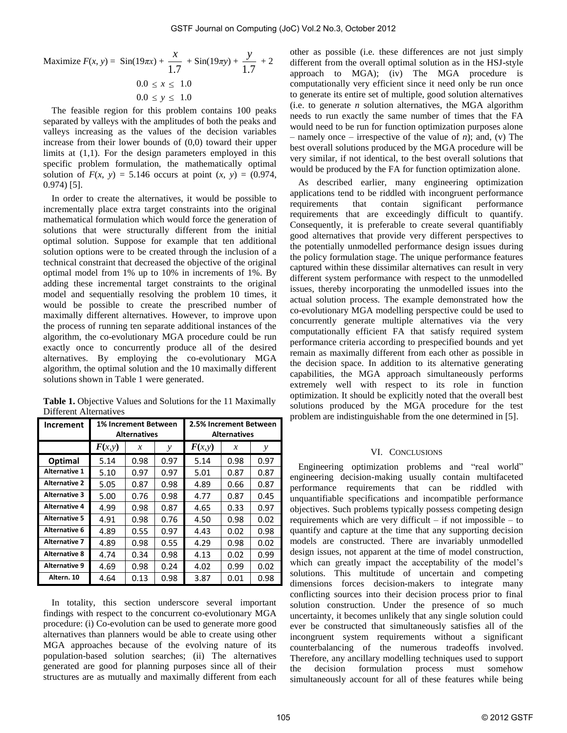$$\text{Maximize } F(x, y) = \text{Sin}(19\pi x) + \frac{x}{1.7} + \text{Sin}(19\pi y) + \frac{y}{1.7} + 2$$

$$0.0 \leq x \leq 1.0$$

$$0.0 \leq y \leq 1.0$$

The feasible region for this problem contains 100 peaks separated by valleys with the amplitudes of both the peaks and valleys increasing as the values of the decision variables increase from their lower bounds of (0,0) toward their upper limits at (1,1). For the design parameters employed in this specific problem formulation, the mathematically optimal solution of $F(x, y) = 5.146$ occurs at point $(x, y) = (0.974, 0.974)$ [5].

In order to create the alternatives, it would be possible to incrementally place extra target constraints into the original mathematical formulation which would force the generation of solutions that were structurally different from the initial optimal solution. Suppose for example that ten additional solution options were to be created through the inclusion of a technical constraint that decreased the objective of the original optimal model from 1% up to 10% in increments of 1%. By adding these incremental target constraints to the original model and sequentially resolving the problem 10 times, it would be possible to create the prescribed number of maximally different alternatives. However, to improve upon the process of running ten separate additional instances of the algorithm, the co-evolutionary MGA procedure could be run exactly once to concurrently produce all of the desired alternatives. By employing the co-evolutionary MGA algorithm, the optimal solution and the 10 maximally different solutions shown in Table 1 were generated.

**Table 1.** Objective Values and Solutions for the 11 Maximally Different Alternatives

| Increment | 1% Increment Between Alternatives | | | 2.5% Increment Between Alternatives | | |
|---|---|---|---|---|---|---|
| | $F(x,y)$ | $x$ | $y$ | $F(x,y)$ | $x$ | $y$ |
| **Optimal** | 5.14 | 0.98 | 0.97 | 5.14 | 0.98 | 0.97 |
| **Alternative 1** | 5.10 | 0.97 | 0.97 | 5.01 | 0.87 | 0.87 |
| **Alternative 2** | 5.05 | 0.87 | 0.98 | 4.89 | 0.66 | 0.87 |
| **Alternative 3** | 5.00 | 0.76 | 0.98 | 4.77 | 0.87 | 0.45 |
| **Alternative 4** | 4.99 | 0.98 | 0.87 | 4.65 | 0.33 | 0.97 |
| **Alternative 5** | 4.91 | 0.98 | 0.76 | 4.50 | 0.98 | 0.02 |
| **Alternative 6** | 4.89 | 0.55 | 0.97 | 4.43 | 0.02 | 0.98 |
| **Alternative 7** | 4.89 | 0.98 | 0.55 | 4.29 | 0.98 | 0.02 |
| **Alternative 8** | 4.74 | 0.34 | 0.98 | 4.13 | 0.02 | 0.99 |
| **Alternative 9** | 4.69 | 0.98 | 0.24 | 4.02 | 0.99 | 0.02 |
| **Altern. 10** | 4.64 | 0.13 | 0.98 | 3.87 | 0.01 | 0.98 |

In totality, this section underscore several important findings with respect to the concurrent co-evolutionary MGA procedure: (i) Co-evolution can be used to generate more good alternatives than planners would be able to create using other MGA approaches because of the evolving nature of its population-based solution searches; (ii) The alternatives generated are good for planning purposes since all of their structures are as mutually and maximally different from each other as possible (i.e. these differences are not just simply different from the overall optimal solution as in the HSJ-style approach to MGA); (iv) The MGA procedure is computationally very efficient since it need only be run once to generate its entire set of multiple, good solution alternatives (i.e. to generate $n$ solution alternatives, the MGA algorithm needs to run exactly the same number of times that the FA would need to be run for function optimization purposes alone – namely once – irrespective of the value of $n$); and, (v) The best overall solutions produced by the MGA procedure will be very similar, if not identical, to the best overall solutions that would be produced by the FA for function optimization alone.

As described earlier, many engineering optimization applications tend to be riddled with incongruent performance requirements that contain significant performance requirements that are exceedingly difficult to quantify. Consequently, it is preferable to create several quantifiably good alternatives that provide very different perspectives to the potentially unmodelled performance design issues during the policy formulation stage. The unique performance features captured within these dissimilar alternatives can result in very different system performance with respect to the unmodelled issues, thereby incorporating the unmodelled issues into the actual solution process. The example demonstrated how the co-evolutionary MGA modelling perspective could be used to concurrently generate multiple alternatives via the very computationally efficient FA that satisfy required system performance criteria according to prespecified bounds and yet remain as maximally different from each other as possible in the decision space. In addition to its alternative generating capabilities, the MGA approach simultaneously performs extremely well with respect to its role in function optimization. It should be explicitly noted that the overall best solutions produced by the MGA procedure for the test problem are indistinguishable from the one determined in [5].

## VI. Conclusions

Engineering optimization problems and "real world" engineering decision-making usually contain multifaceted performance requirements that can be riddled with unquantifiable specifications and incompatible performance objectives. Such problems typically possess competing design requirements which are very difficult – if not impossible – to quantify and capture at the time that any supporting decision models are constructed. There are invariably unmodelled design issues, not apparent at the time of model construction, which can greatly impact the acceptability of the model's solutions. This multitude of uncertain and competing dimensions forces decision-makers to integrate many conflicting sources into their decision process prior to final solution construction. Under the presence of so much uncertainty, it becomes unlikely that any single solution could ever be constructed that simultaneously satisfies all of the incongruent system requirements without a significant counterbalancing of the numerous tradeoffs involved. Therefore, any ancillary modelling techniques used to support the decision formulation process must somehow simultaneously account for all of these features while being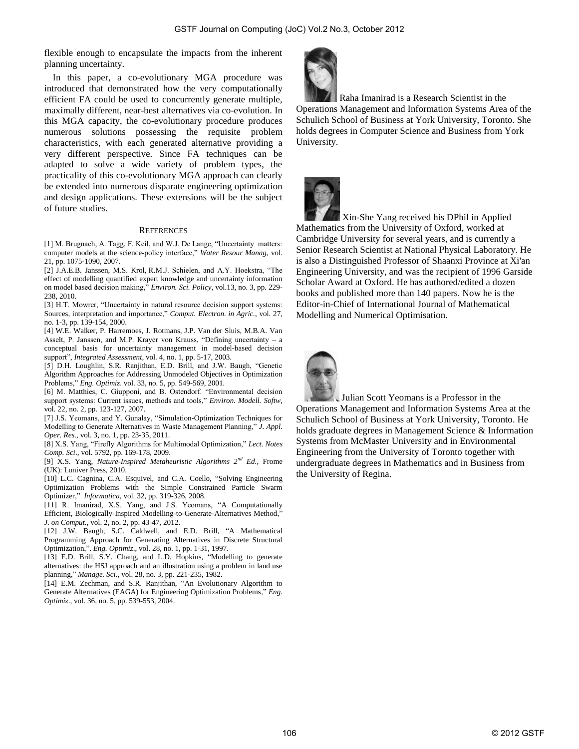flexible enough to encapsulate the impacts from the inherent planning uncertainty.

In this paper, a co-evolutionary MGA procedure was introduced that demonstrated how the very computationally efficient FA could be used to concurrently generate multiple, maximally different, near-best alternatives via co-evolution. In this MGA capacity, the co-evolutionary procedure produces numerous solutions possessing the requisite problem characteristics, with each generated alternative providing a very different perspective. Since FA techniques can be adapted to solve a wide variety of problem types, the practicality of this co-evolutionary MGA approach can clearly be extended into numerous disparate engineering optimization and design applications. These extensions will be the subject of future studies.

## REFERENCES

[1] M. Brugnach, A. Tagg, F. Keil, and W.J. De Lange, "Uncertainty matters: computer models at the science-policy interface," *Water Resour Manag*, vol. 21, pp. 1075-1090, 2007.

[2] J.A.E.B. Janssen, M.S. Krol, R.M.J. Schielen, and A.Y. Hoekstra, "The effect of modelling quantified expert knowledge and uncertainty information on model based decision making," *Environ. Sci. Policy*, vol.13, no. 3, pp. 229-238, 2010.

[3] H.T. Mowrer, "Uncertainty in natural resource decision support systems: Sources, interpretation and importance," *Comput. Electron. in Agric.*, vol. 27, no. 1-3, pp. 139-154, 2000.

[4] W.E. Walker, P. Harremoes, J. Rotmans, J.P. Van der Sluis, M.B.A. Van Asselt, P. Janssen, and M.P. Krayer von Krauss, "Defining uncertainty – a conceptual basis for uncertainty management in model-based decision support", *Integrated Assessment*, vol. 4, no. 1, pp. 5-17, 2003.

[5] D.H. Loughlin, S.R. Ranjithan, E.D. Brill, and J.W. Baugh, "Genetic Algorithm Approaches for Addressing Unmodeled Objectives in Optimization Problems," *Eng. Optimiz*. vol. 33, no. 5, pp. 549-569, 2001.

[6] M. Matthies, C. Giupponi, and B. Ostendorf. "Environmental decision support systems: Current issues, methods and tools," *Environ. Modell. Softw*, vol. 22, no. 2, pp. 123-127, 2007.

[7] J.S. Yeomans, and Y. Gunalay, "Simulation-Optimization Techniques for Modelling to Generate Alternatives in Waste Management Planning," *J. Appl. Oper. Res.*, vol. 3, no. 1, pp. 23-35, 2011.

[8] X.S. Yang, "Firefly Algorithms for Multimodal Optimization," *Lect. Notes Comp. Sci*., vol. 5792, pp. 169-178, 2009.

[9] X.S. Yang, *Nature-Inspired Metaheuristic Algorithms 2nd Ed.*, Frome (UK): Luniver Press, 2010.

[10] L.C. Cagnina, C.A. Esquivel, and C.A. Coello, "Solving Engineering Optimization Problems with the Simple Constrained Particle Swarm Optimizer," *Informatica*, vol. 32, pp. 319-326, 2008.

[11] R. Imanirad, X.S. Yang, and J.S. Yeomans, "A Computationally Efficient, Biologically-Inspired Modelling-to-Generate-Alternatives Method," *J. on Comput.*, vol. 2, no. 2, pp. 43-47, 2012.

[12] J.W. Baugh, S.C. Caldwell, and E.D. Brill, "A Mathematical Programming Approach for Generating Alternatives in Discrete Structural Optimization,". *Eng. Optimiz*., vol. 28, no. 1, pp. 1-31, 1997.

[13] E.D. Brill, S.Y. Chang, and L.D. Hopkins, "Modelling to generate alternatives: the HSJ approach and an illustration using a problem in land use planning," *Manage. Sci.*, vol. 28, no. 3, pp. 221-235, 1982.

[14] E.M. Zechman, and S.R. Ranjithan, "An Evolutionary Algorithm to Generate Alternatives (EAGA) for Engineering Optimization Problems," *Eng. Optimiz*., vol. 36, no. 5, pp. 539-553, 2004.

Raha Imanirad is a Research Scientist in the Operations Management and Information Systems Area of the Schulich School of Business at York University, Toronto. She holds degrees in Computer Science and Business from York University.

Xin-She Yang received his DPhil in Applied Mathematics from the University of Oxford, worked at Cambridge University for several years, and is currently a Senior Research Scientist at National Physical Laboratory. He is also a Distinguished Professor of Shaanxi Province at Xi'an Engineering University, and was the recipient of 1996 Garside Scholar Award at Oxford. He has authored/edited a dozen books and published more than 140 papers. Now he is the Editor-in-Chief of International Journal of Mathematical Modelling and Numerical Optimisation.

Julian Scott Yeomans is a Professor in the Operations Management and Information Systems Area at the Schulich School of Business at York University, Toronto. He holds graduate degrees in Management Science & Information Systems from McMaster University and in Environmental Engineering from the University of Toronto together with undergraduate degrees in Mathematics and in Business from the University of Regina.